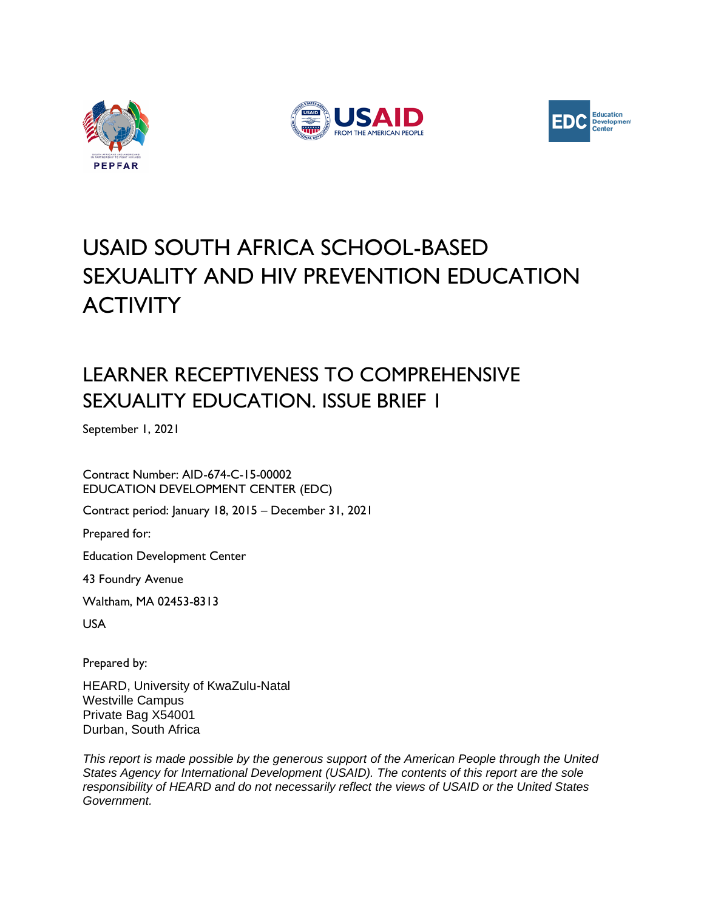# USAID SOUTH AFRICA SCHOOL-BASED SEXUALITY AND HIV PREVENTION EDUCATION ACTIVITY

## LEARNER RECEPTIVENESS TO COMPREHENSIVE SEXUALITY EDUCATION. ISSUE BRIEF 1

September 1, 2021

Contract Number: AID-674-C-15-00002
EDUCATION DEVELOPMENT CENTER (EDC)

Contract period: January 18, 2015 – December 31, 2021

Prepared for:

Education Development Center

43 Foundry Avenue

Waltham, MA 02453-8313

USA

Prepared by:

HEARD, University of KwaZulu-Natal
Westville Campus
Private Bag X54001
Durban, South Africa

*This report is made possible by the generous support of the American People through the United States Agency for International Development (USAID). The contents of this report are the sole responsibility of HEARD and do not necessarily reflect the views of USAID or the United States Government.*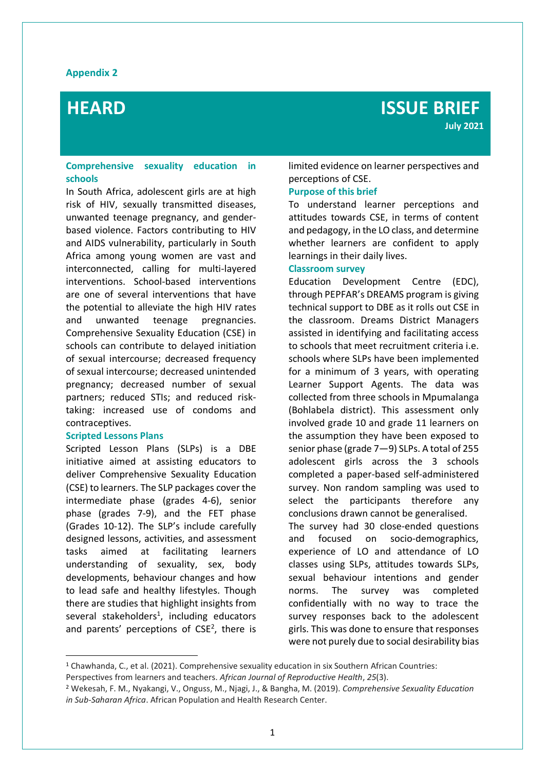**Appendix 2**

# HEARD

# ISSUE BRIEF

**July 2021**

### Comprehensive sexuality education in schools

In South Africa, adolescent girls are at high risk of HIV, sexually transmitted diseases, unwanted teenage pregnancy, and gender-based violence. Factors contributing to HIV and AIDS vulnerability, particularly in South Africa among young women are vast and interconnected, calling for multi-layered interventions. School-based interventions are one of several interventions that have the potential to alleviate the high HIV rates and unwanted teenage pregnancies. Comprehensive Sexuality Education (CSE) in schools can contribute to delayed initiation of sexual intercourse; decreased frequency of sexual intercourse; decreased unintended pregnancy; decreased number of sexual partners; reduced STIs; and reduced risk-taking: increased use of condoms and contraceptives.

### Scripted Lessons Plans

Scripted Lesson Plans (SLPs) is a DBE initiative aimed at assisting educators to deliver Comprehensive Sexuality Education (CSE) to learners. The SLP packages cover the intermediate phase (grades 4-6), senior phase (grades 7-9), and the FET phase (Grades 10-12). The SLP's include carefully designed lessons, activities, and assessment tasks aimed at facilitating learners understanding of sexuality, sex, body developments, behaviour changes and how to lead safe and healthy lifestyles. Though there are studies that highlight insights from several stakeholders[1], including educators and parents' perceptions of CSE[2], there is limited evidence on learner perspectives and perceptions of CSE.

### Purpose of this brief

To understand learner perceptions and attitudes towards CSE, in terms of content and pedagogy, in the LO class, and determine whether learners are confident to apply learnings in their daily lives.

### Classroom survey

Education Development Centre (EDC), through PEPFAR's DREAMS program is giving technical support to DBE as it rolls out CSE in the classroom. Dreams District Managers assisted in identifying and facilitating access to schools that meet recruitment criteria i.e. schools where SLPs have been implemented for a minimum of 3 years, with operating Learner Support Agents. The data was collected from three schools in Mpumalanga (Bohlabela district). This assessment only involved grade 10 and grade 11 learners on the assumption they have been exposed to senior phase (grade 7—9) SLPs. A total of 255 adolescent girls across the 3 schools completed a paper-based self-administered survey. Non random sampling was used to select the participants therefore any conclusions drawn cannot be generalised.

The survey had 30 close-ended questions and focused on socio-demographics, experience of LO and attendance of LO classes using SLPs, attitudes towards SLPs, sexual behaviour intentions and gender norms. The survey was completed confidentially with no way to trace the survey responses back to the adolescent girls. This was done to ensure that responses were not purely due to social desirability bias

---

[1] Chawhanda, C., et al. (2021). Comprehensive sexuality education in six Southern African Countries: Perspectives from learners and teachers. *African Journal of Reproductive Health*, *25*(3).

[2] Wekesah, F. M., Nyakangi, V., Onguss, M., Njagi, J., & Bangha, M. (2019). *Comprehensive Sexuality Education in Sub-Saharan Africa*. African Population and Health Research Center.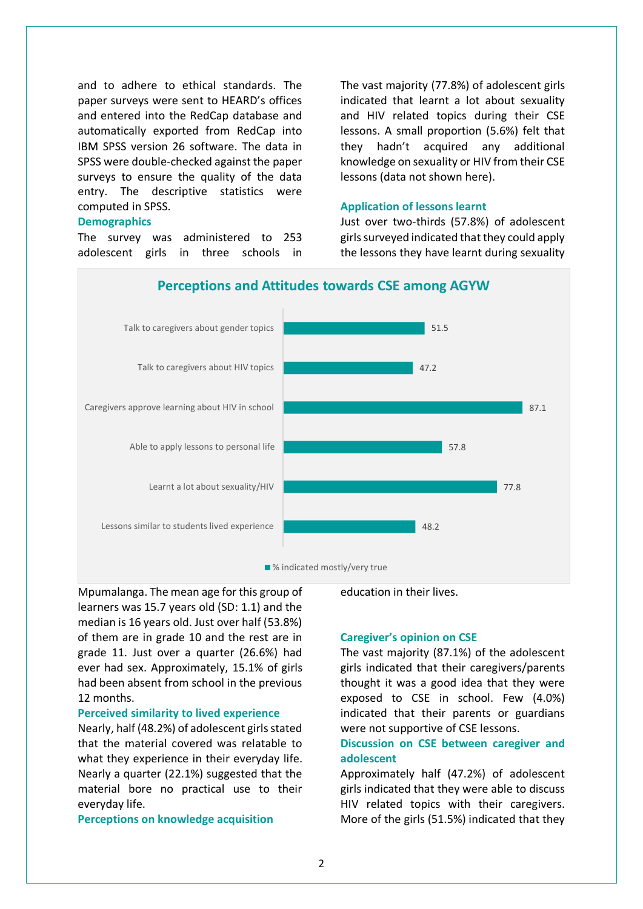and to adhere to ethical standards. The paper surveys were sent to HEARD's offices and entered into the RedCap database and automatically exported from RedCap into IBM SPSS version 26 software. The data in SPSS were double-checked against the paper surveys to ensure the quality of the data entry. The descriptive statistics were computed in SPSS.

### Demographics

The survey was administered to 253 adolescent girls in three schools in Mpumalanga. The mean age for this group of learners was 15.7 years old (SD: 1.1) and the median is 16 years old. Just over half (53.8%) of them are in grade 10 and the rest are in grade 11. Just over a quarter (26.6%) had ever had sex. Approximately, 15.1% of girls had been absent from school in the previous 12 months.

**Perceptions and Attitudes towards CSE among AGYW**

| Item | % indicated mostly/very true |
|---|---|
| Talk to caregivers about gender topics | 51.5 |
| Talk to caregivers about HIV topics | 47.2 |
| Caregivers approve learning about HIV in school | 87.1 |
| Able to apply lessons to personal life | 57.8 |
| Learnt a lot about sexuality/HIV | 77.8 |
| Lessons similar to students lived experience | 48.2 |

### Perceived similarity to lived experience

Nearly, half (48.2%) of adolescent girls stated that the material covered was relatable to what they experience in their everyday life. Nearly a quarter (22.1%) suggested that the material bore no practical use to their everyday life.

### Perceptions on knowledge acquisition

The vast majority (77.8%) of adolescent girls indicated that learnt a lot about sexuality and HIV related topics during their CSE lessons. A small proportion (5.6%) felt that they hadn't acquired any additional knowledge on sexuality or HIV from their CSE lessons (data not shown here).

### Application of lessons learnt

Just over two-thirds (57.8%) of adolescent girls surveyed indicated that they could apply the lessons they have learnt during sexuality education in their lives.

### Caregiver's opinion on CSE

The vast majority (87.1%) of the adolescent girls indicated that their caregivers/parents thought it was a good idea that they were exposed to CSE in school. Few (4.0%) indicated that their parents or guardians were not supportive of CSE lessons.

### Discussion on CSE between caregiver and adolescent

Approximately half (47.2%) of adolescent girls indicated that they were able to discuss HIV related topics with their caregivers. More of the girls (51.5%) indicated that they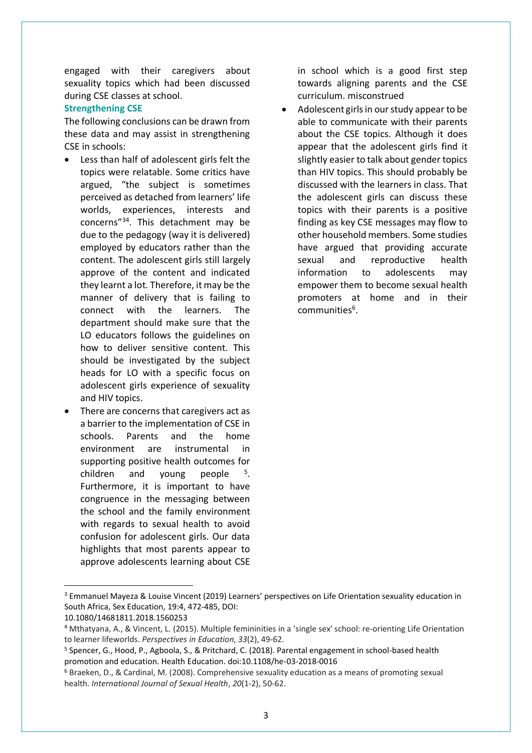engaged with their caregivers about sexuality topics which had been discussed during CSE classes at school.

### Strengthening CSE

The following conclusions can be drawn from these data and may assist in strengthening CSE in schools:

- Less than half of adolescent girls felt the topics were relatable. Some critics have argued, "the subject is sometimes perceived as detached from learners' life worlds, experiences, interests and concerns"[34]. This detachment may be due to the pedagogy (way it is delivered) employed by educators rather than the content. The adolescent girls still largely approve of the content and indicated they learnt a lot. Therefore, it may be the manner of delivery that is failing to connect with the learners. The department should make sure that the LO educators follows the guidelines on how to deliver sensitive content. This should be investigated by the subject heads for LO with a specific focus on adolescent girls experience of sexuality and HIV topics.
- There are concerns that caregivers act as a barrier to the implementation of CSE in schools. Parents and the home environment are instrumental in supporting positive health outcomes for children and young people [5]. Furthermore, it is important to have congruence in the messaging between the school and the family environment with regards to sexual health to avoid confusion for adolescent girls. Our data highlights that most parents appear to approve adolescents learning about CSE in school which is a good first step towards aligning parents and the CSE curriculum. misconstrued
- Adolescent girls in our study appear to be able to communicate with their parents about the CSE topics. Although it does appear that the adolescent girls find it slightly easier to talk about gender topics than HIV topics. This should probably be discussed with the learners in class. That the adolescent girls can discuss these topics with their parents is a positive finding as key CSE messages may flow to other household members. Some studies have argued that providing accurate sexual and reproductive health information to adolescents may empower them to become sexual health promoters at home and in their communities[6].

---

[3] Emmanuel Mayeza & Louise Vincent (2019) Learners' perspectives on Life Orientation sexuality education in South Africa, Sex Education, 19:4, 472-485, DOI: 10.1080/14681811.2018.1560253

[4] Mthatyana, A., & Vincent, L. (2015). Multiple femininities in a 'single sex' school: re-orienting Life Orientation to learner lifeworlds. *Perspectives in Education*, *33*(2), 49-62.

[5] Spencer, G., Hood, P., Agboola, S., & Pritchard, C. (2018). Parental engagement in school-based health promotion and education. Health Education. doi:10.1108/he-03-2018-0016

[6] Braeken, D., & Cardinal, M. (2008). Comprehensive sexuality education as a means of promoting sexual health. *International Journal of Sexual Health*, *20*(1-2), 50-62.